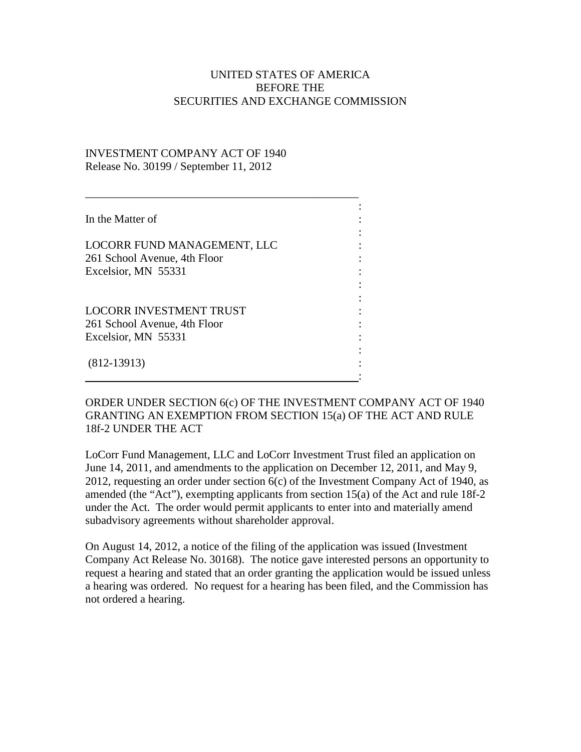UNITED STATES OF AMERICA
BEFORE THE
SECURITIES AND EXCHANGE COMMISSION

INVESTMENT COMPANY ACT OF 1940
Release No. 30199 / September 11, 2012

---

In the Matter of

LOCORR FUND MANAGEMENT, LLC
261 School Avenue, 4th Floor
Excelsior, MN 55331

LOCORR INVESTMENT TRUST
261 School Avenue, 4th Floor
Excelsior, MN 55331

(812-13913)

---

ORDER UNDER SECTION 6(c) OF THE INVESTMENT COMPANY ACT OF 1940 GRANTING AN EXEMPTION FROM SECTION 15(a) OF THE ACT AND RULE 18f-2 UNDER THE ACT

LoCorr Fund Management, LLC and LoCorr Investment Trust filed an application on June 14, 2011, and amendments to the application on December 12, 2011, and May 9, 2012, requesting an order under section 6(c) of the Investment Company Act of 1940, as amended (the "Act"), exempting applicants from section 15(a) of the Act and rule 18f-2 under the Act. The order would permit applicants to enter into and materially amend subadvisory agreements without shareholder approval.

On August 14, 2012, a notice of the filing of the application was issued (Investment Company Act Release No. 30168). The notice gave interested persons an opportunity to request a hearing and stated that an order granting the application would be issued unless a hearing was ordered. No request for a hearing has been filed, and the Commission has not ordered a hearing.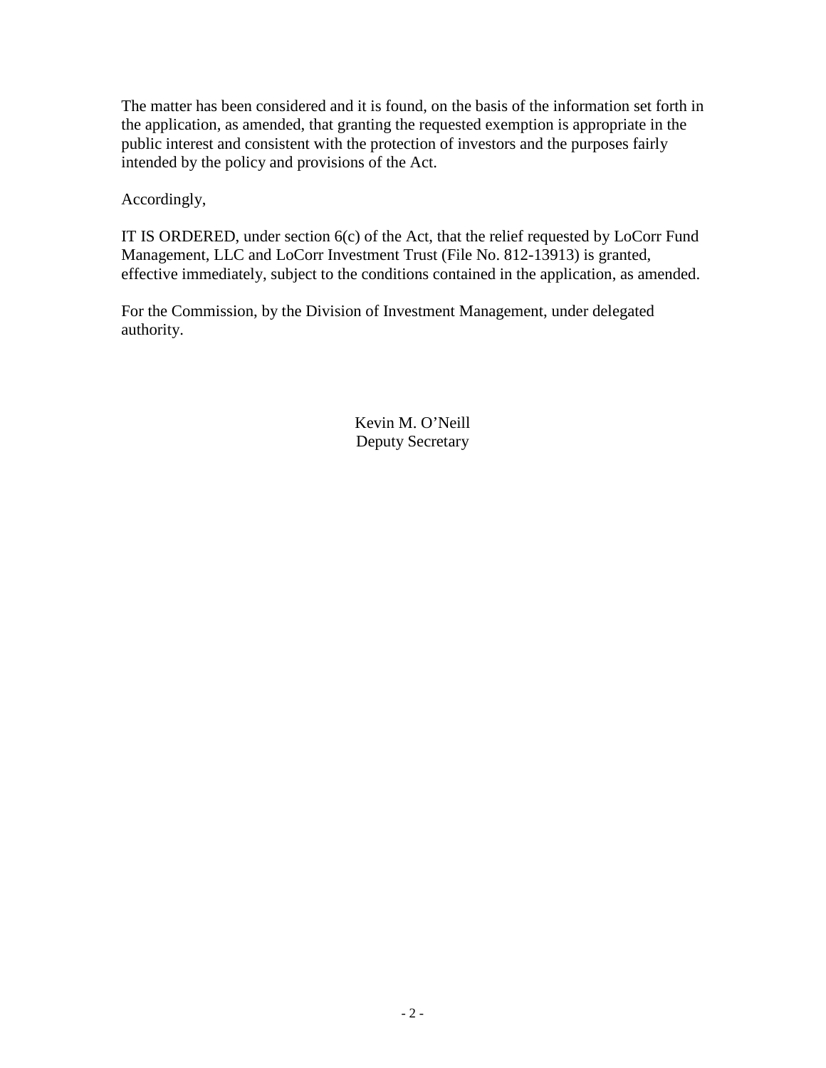The matter has been considered and it is found, on the basis of the information set forth in the application, as amended, that granting the requested exemption is appropriate in the public interest and consistent with the protection of investors and the purposes fairly intended by the policy and provisions of the Act.

Accordingly,

IT IS ORDERED, under section 6(c) of the Act, that the relief requested by LoCorr Fund Management, LLC and LoCorr Investment Trust (File No. 812-13913) is granted, effective immediately, subject to the conditions contained in the application, as amended.

For the Commission, by the Division of Investment Management, under delegated authority.

Kevin M. O'Neill
Deputy Secretary